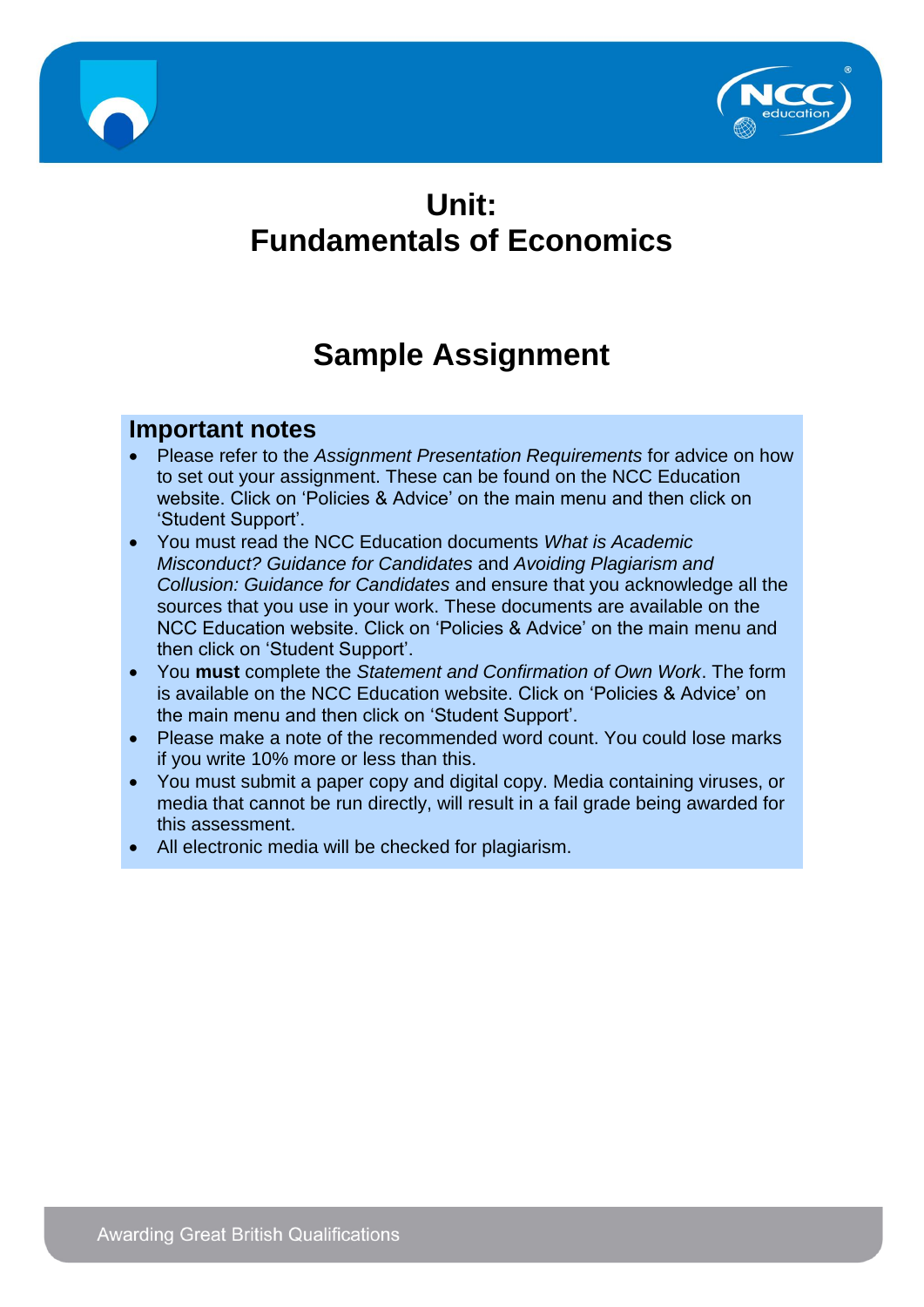# Unit: Fundamentals of Economics

# Sample Assignment

## Important notes

- Please refer to the *Assignment Presentation Requirements* for advice on how to set out your assignment. These can be found on the NCC Education website. Click on 'Policies & Advice' on the main menu and then click on 'Student Support'.
- You must read the NCC Education documents *What is Academic Misconduct? Guidance for Candidates* and *Avoiding Plagiarism and Collusion: Guidance for Candidates* and ensure that you acknowledge all the sources that you use in your work. These documents are available on the NCC Education website. Click on 'Policies & Advice' on the main menu and then click on 'Student Support'.
- You **must** complete the *Statement and Confirmation of Own Work*. The form is available on the NCC Education website. Click on 'Policies & Advice' on the main menu and then click on 'Student Support'.
- Please make a note of the recommended word count. You could lose marks if you write 10% more or less than this.
- You must submit a paper copy and digital copy. Media containing viruses, or media that cannot be run directly, will result in a fail grade being awarded for this assessment.
- All electronic media will be checked for plagiarism.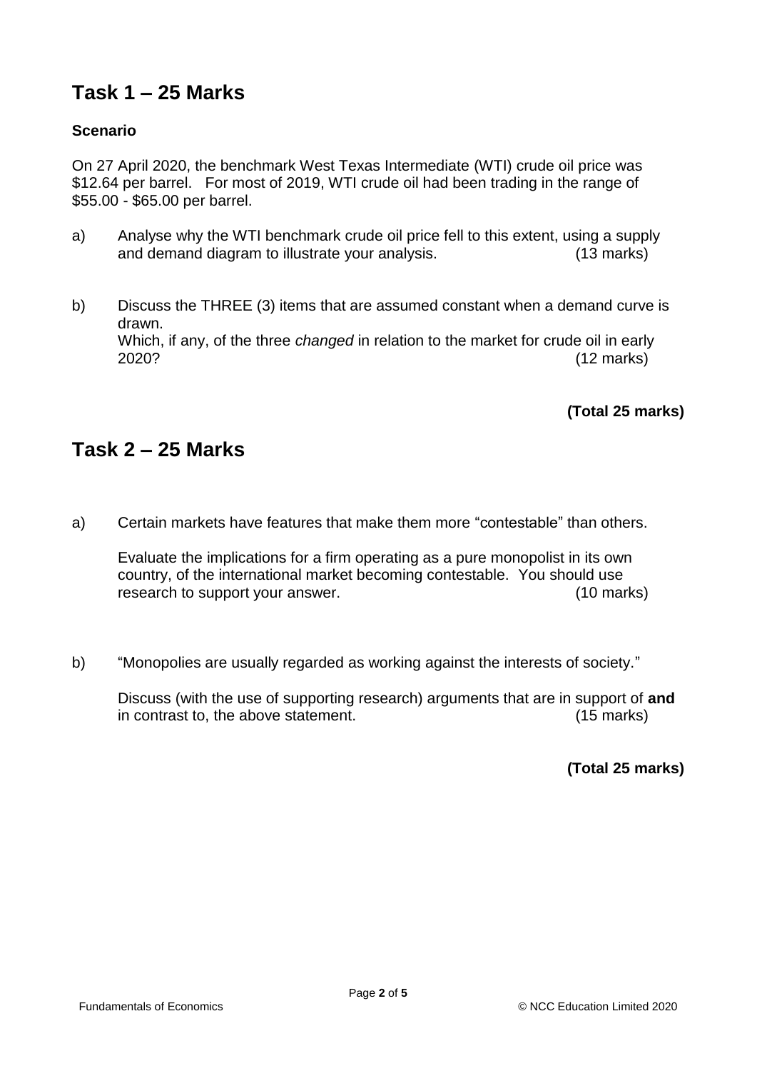## Task 1 – 25 Marks

**Scenario**

On 27 April 2020, the benchmark West Texas Intermediate (WTI) crude oil price was $12.64 per barrel. For most of 2019, WTI crude oil had been trading in the range of $55.00 - $65.00 per barrel.

a) Analyse why the WTI benchmark crude oil price fell to this extent, using a supply and demand diagram to illustrate your analysis. (13 marks)

b) Discuss the THREE (3) items that are assumed constant when a demand curve is drawn.
Which, if any, of the three *changed* in relation to the market for crude oil in early 2020? (12 marks)

**(Total 25 marks)**

## Task 2 – 25 Marks

a) Certain markets have features that make them more "contestable" than others.

Evaluate the implications for a firm operating as a pure monopolist in its own country, of the international market becoming contestable. You should use research to support your answer. (10 marks)

b) "Monopolies are usually regarded as working against the interests of society."

Discuss (with the use of supporting research) arguments that are in support of **and** in contrast to, the above statement. (15 marks)

**(Total 25 marks)**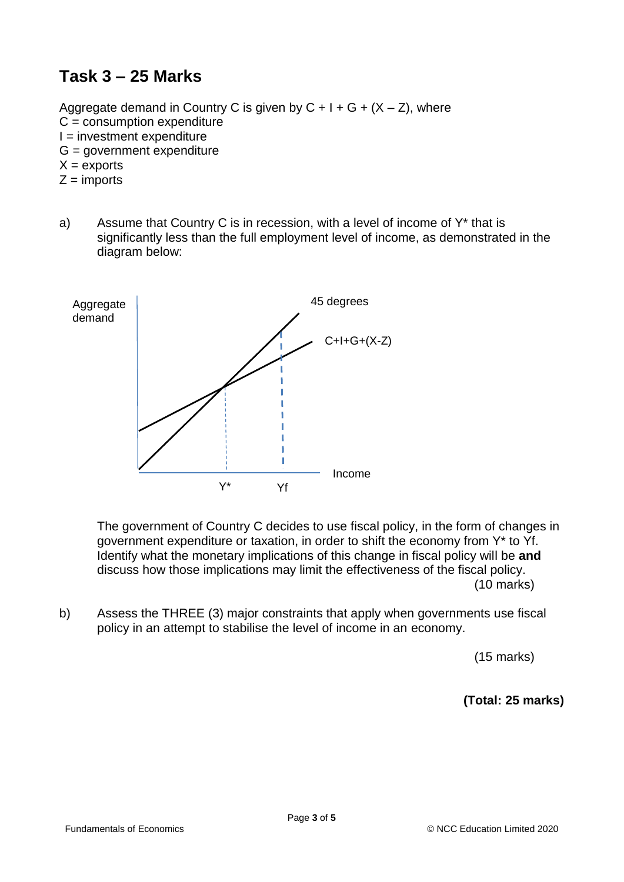## Task 3 – 25 Marks

Aggregate demand in Country C is given by C + I + G + (X – Z), where
C = consumption expenditure
I = investment expenditure
G = government expenditure
X = exports
Z = imports

a) Assume that Country C is in recession, with a level of income of Y* that is significantly less than the full employment level of income, as demonstrated in the diagram below:

Aggregate demand

45 degrees

C+I+G+(X-Z)

Income

Y*   Yf

The government of Country C decides to use fiscal policy, in the form of changes in government expenditure or taxation, in order to shift the economy from Y* to Yf. Identify what the monetary implications of this change in fiscal policy will be **and** discuss how those implications may limit the effectiveness of the fiscal policy.

(10 marks)

b) Assess the THREE (3) major constraints that apply when governments use fiscal policy in an attempt to stabilise the level of income in an economy.

(15 marks)

**(Total: 25 marks)**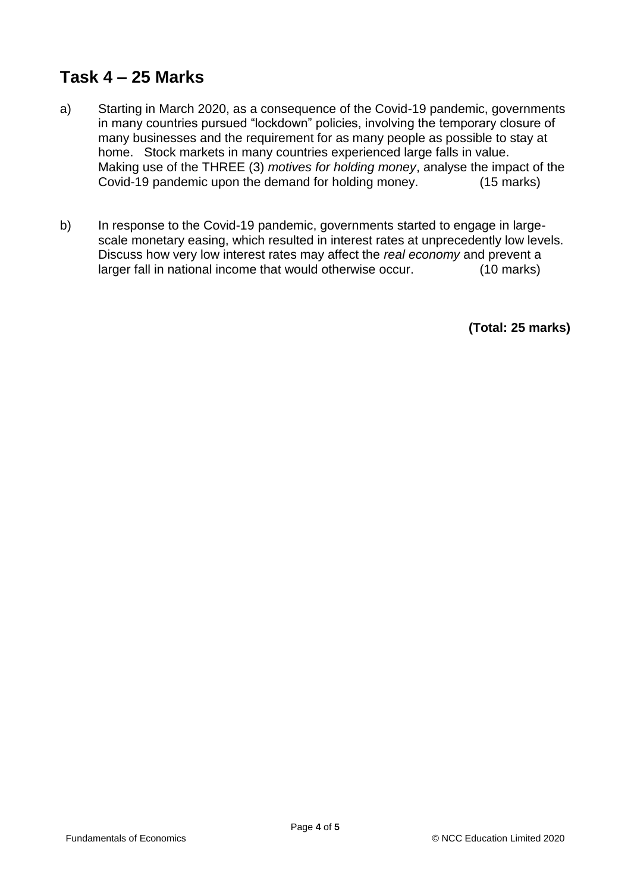## Task 4 – 25 Marks

a) Starting in March 2020, as a consequence of the Covid-19 pandemic, governments in many countries pursued "lockdown" policies, involving the temporary closure of many businesses and the requirement for as many people as possible to stay at home. Stock markets in many countries experienced large falls in value. Making use of the THREE (3) *motives for holding money*, analyse the impact of the Covid-19 pandemic upon the demand for holding money. (15 marks)

b) In response to the Covid-19 pandemic, governments started to engage in large-scale monetary easing, which resulted in interest rates at unprecedently low levels. Discuss how very low interest rates may affect the *real economy* and prevent a larger fall in national income that would otherwise occur. (10 marks)

**(Total: 25 marks)**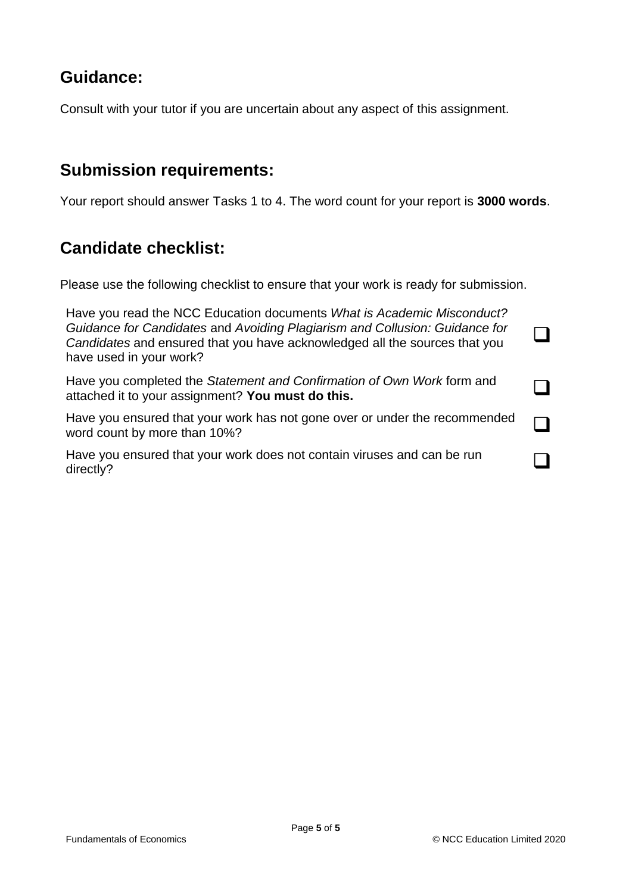## Guidance:

Consult with your tutor if you are uncertain about any aspect of this assignment.

## Submission requirements:

Your report should answer Tasks 1 to 4. The word count for your report is **3000 words**.

## Candidate checklist:

Please use the following checklist to ensure that your work is ready for submission.

| | |
|---|---|
| Have you read the NCC Education documents *What is Academic Misconduct? Guidance for Candidates* and *Avoiding Plagiarism and Collusion: Guidance for Candidates* and ensured that you have acknowledged all the sources that you have used in your work? | ❑ |
| Have you completed the *Statement and Confirmation of Own Work* form and attached it to your assignment? **You must do this.** | ❑ |
| Have you ensured that your work has not gone over or under the recommended word count by more than 10%? | ❑ |
| Have you ensured that your work does not contain viruses and can be run directly? | ❑ |